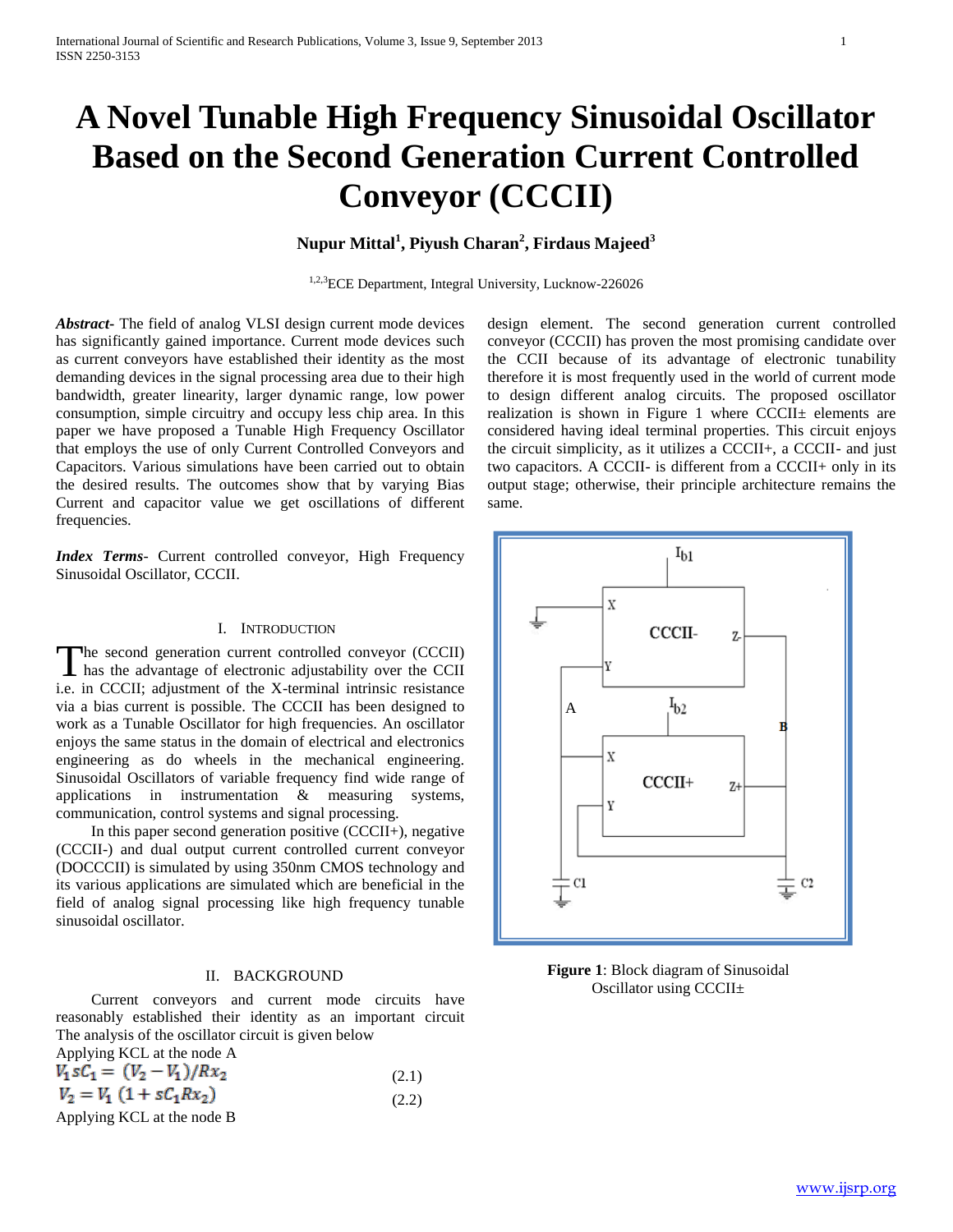# A Novel Tunable High Frequency Sinusoidal Oscillator Based on the Second Generation Current Controlled Conveyor (CCCII)

**Nupur Mittal[1], Piyush Charan[2], Firdaus Majeed[3]**

[1,2,3]ECE Department, Integral University, Lucknow-226026

***Abstract-*** The field of analog VLSI design current mode devices has significantly gained importance. Current mode devices such as current conveyors have established their identity as the most demanding devices in the signal processing area due to their high bandwidth, greater linearity, larger dynamic range, low power consumption, simple circuitry and occupy less chip area. In this paper we have proposed a Tunable High Frequency Oscillator that employs the use of only Current Controlled Conveyors and Capacitors. Various simulations have been carried out to obtain the desired results. The outcomes show that by varying Bias Current and capacitor value we get oscillations of different frequencies.

***Index Terms*-** Current controlled conveyor, High Frequency Sinusoidal Oscillator, CCCII.

## I. Introduction

The second generation current controlled conveyor (CCCII) has the advantage of electronic adjustability over the CCII i.e. in CCCII; adjustment of the X-terminal intrinsic resistance via a bias current is possible. The CCCII has been designed to work as a Tunable Oscillator for high frequencies. An oscillator enjoys the same status in the domain of electrical and electronics engineering as do wheels in the mechanical engineering. Sinusoidal Oscillators of variable frequency find wide range of applications in instrumentation & measuring systems, communication, control systems and signal processing.

In this paper second generation positive (CCCII+), negative (CCCII-) and dual output current controlled current conveyor (DOCCCII) is simulated by using 350nm CMOS technology and its various applications are simulated which are beneficial in the field of analog signal processing like high frequency tunable sinusoidal oscillator.

## II. Background

Current conveyors and current mode circuits have reasonably established their identity as an important circuit design element. The second generation current controlled conveyor (CCCII) has proven the most promising candidate over the CCII because of its advantage of electronic tunability therefore it is most frequently used in the world of current mode to design different analog circuits. The proposed oscillator realization is shown in Figure 1 where CCCII± elements are considered having ideal terminal properties. This circuit enjoys the circuit simplicity, as it utilizes a CCCII+, a CCCII- and just two capacitors. A CCCII- is different from a CCCII+ only in its output stage; otherwise, their principle architecture remains the same.

**Figure 1**: Block diagram of Sinusoidal Oscillator using CCCII±

The analysis of the oscillator circuit is given below

Applying KCL at the node A

$$V_1 sC_1 = (V_2 - V_1)/Rx_2 \tag{2.1}$$

$$V_2 = V_1\,(1 + sC_1 Rx_2) \tag{2.2}$$

Applying KCL at the node B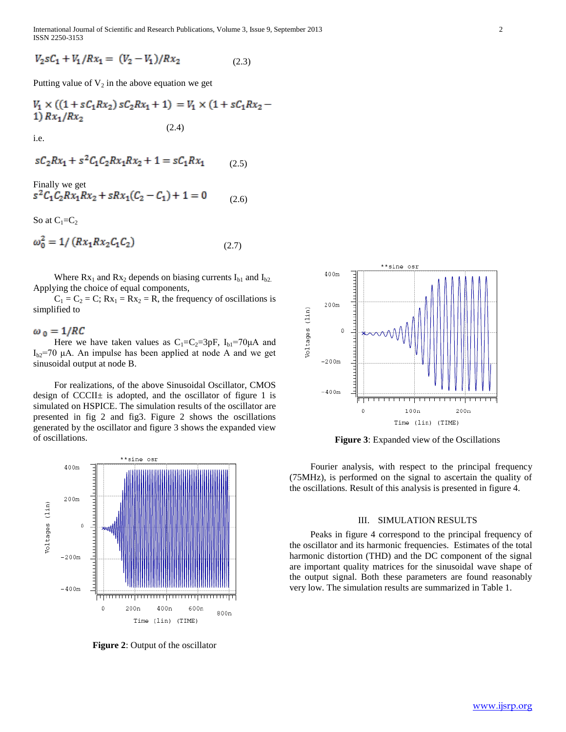$$V_2 sC_1 + V_1/Rx_1 = (V_2 - V_1)/Rx_2 \qquad (2.3)$$

Putting value of $V_2$ in the above equation we get

$$V_1 \times ((1 + sC_1Rx_2)\, sC_2Rx_1 + 1) = V_1 \times (1 + sC_1Rx_2 - 1)\, Rx_1/Rx_2 \qquad (2.4)$$

i.e.

$$sC_2Rx_1 + s^2C_1C_2Rx_1Rx_2 + 1 = sC_1Rx_1 \qquad (2.5)$$

Finally we get

$$s^2C_1C_2Rx_1Rx_2 + sRx_1(C_2 - C_1) + 1 = 0 \qquad (2.6)$$

So at $C_1=C_2$

$$\omega_0^2 = 1/(Rx_1Rx_2C_1C_2) \qquad (2.7)$$

Where $Rx_1$ and $Rx_2$ depends on biasing currents $I_{b1}$ and $I_{b2}$. Applying the choice of equal components,

$C_1 = C_2 = C$; $Rx_1 = Rx_2 = R$, the frequency of oscillations is simplified to

$$\omega_0 = 1/RC$$

Here we have taken values as $C_1=C_2=3\text{pF}$, $I_{b1}=70\mu\text{A}$ and $I_{b2}=70\ \mu\text{A}$. An impulse has been applied at node A and we get sinusoidal output at node B.

For realizations, of the above Sinusoidal Oscillator, CMOS design of CCII± is adopted, and the oscillator of figure 1 is simulated on HSPICE. The simulation results of the oscillator are presented in fig 2 and fig3. Figure 2 shows the oscillations generated by the oscillator and figure 3 shows the expanded view of oscillations.

**Figure 2**: Output of the oscillator

**Figure 3**: Expanded view of the Oscillations

Fourier analysis, with respect to the principal frequency (75MHz), is performed on the signal to ascertain the quality of the oscillations. Result of this analysis is presented in figure 4.

## III. SIMULATION RESULTS

Peaks in figure 4 correspond to the principal frequency of the oscillator and its harmonic frequencies. Estimates of the total harmonic distortion (THD) and the DC component of the signal are important quality matrices for the sinusoidal wave shape of the output signal. Both these parameters are found reasonably very low. The simulation results are summarized in Table 1.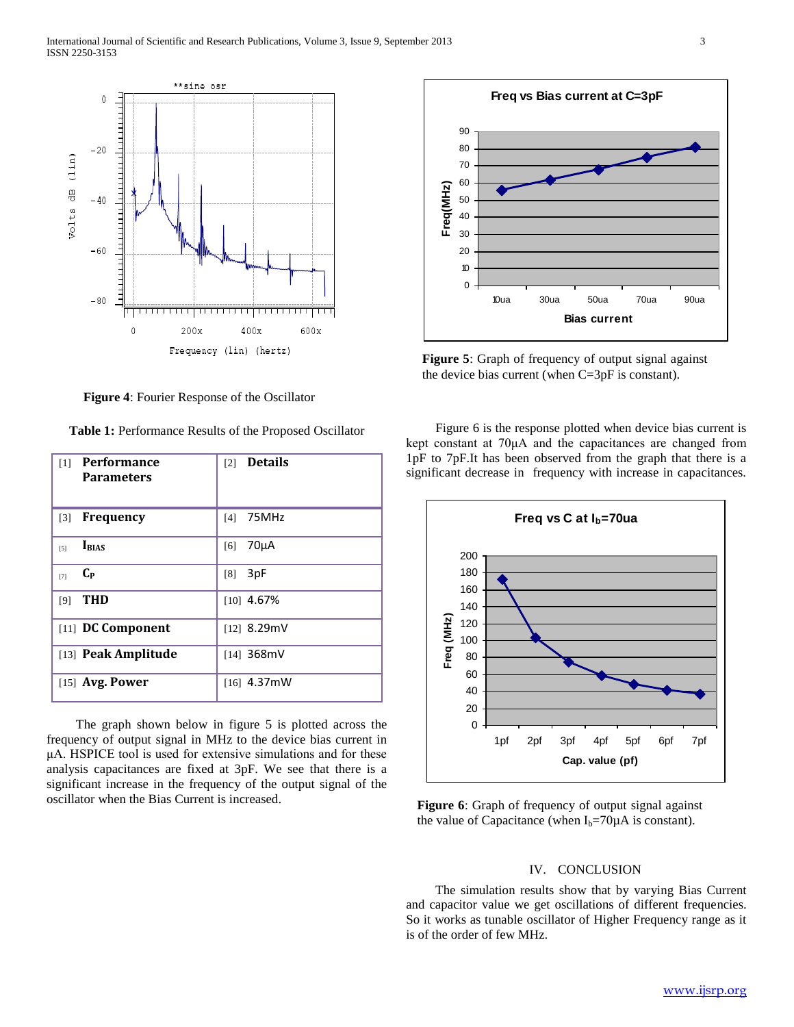**Figure 4**: Fourier Response of the Oscillator

**Table 1:** Performance Results of the Proposed Oscillator

| [1] **Performance Parameters** | [2] **Details** |
|---|---|
| [3] **Frequency** | [4] 75MHz |
| [5] $I_{BIAS}$ | [6] 70µA |
| [7] $C_P$ | [8] 3pF |
| [9] **THD** | [10] 4.67% |
| [11] **DC Component** | [12] 8.29mV |
| [13] **Peak Amplitude** | [14] 368mV |
| [15] **Avg. Power** | [16] 4.37mW |

The graph shown below in figure 5 is plotted across the frequency of output signal in MHz to the device bias current in µA. HSPICE tool is used for extensive simulations and for these analysis capacitances are fixed at 3pF. We see that there is a significant increase in the frequency of the output signal of the oscillator when the Bias Current is increased.

**Figure 5**: Graph of frequency of output signal against the device bias current (when C=3pF is constant).

Figure 6 is the response plotted when device bias current is kept constant at 70µA and the capacitances are changed from 1pF to 7pF.It has been observed from the graph that there is a significant decrease in frequency with increase in capacitances.

**Figure 6**: Graph of frequency of output signal against the value of Capacitance (when $I_b$=70µA is constant).

## IV. CONCLUSION

The simulation results show that by varying Bias Current and capacitor value we get oscillations of different frequencies. So it works as tunable oscillator of Higher Frequency range as it is of the order of few MHz.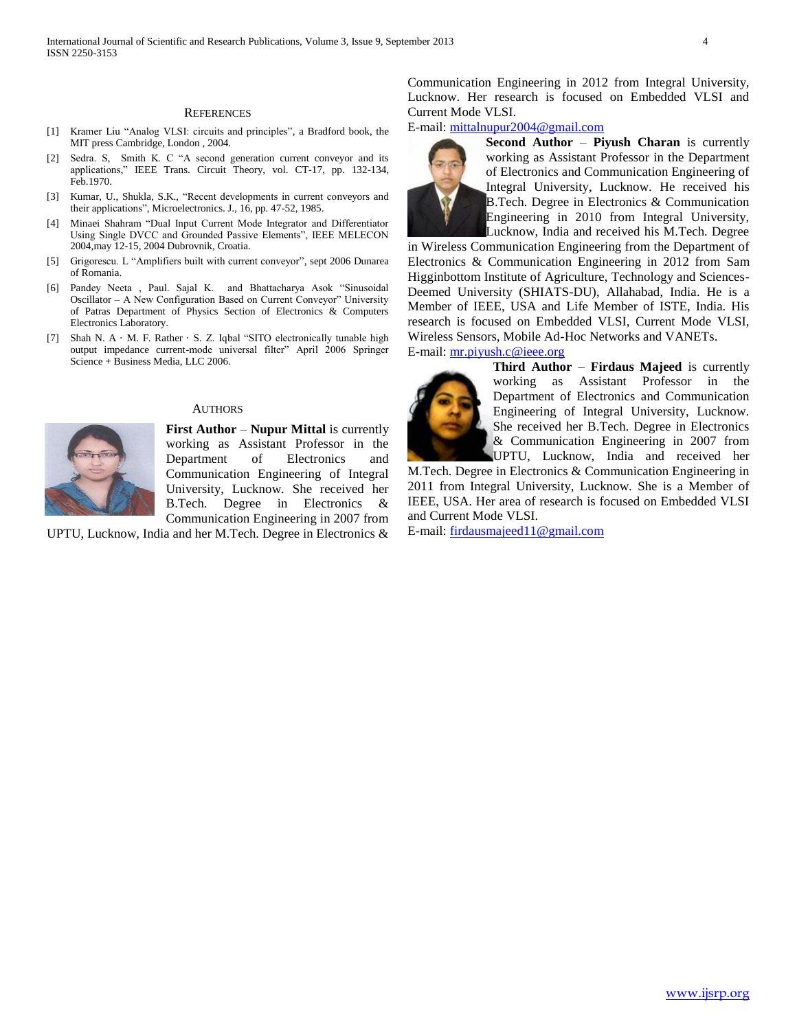## REFERENCES

[1] Kramer Liu "Analog VLSI: circuits and principles", a Bradford book, the MIT press Cambridge, London , 2004.

[2] Sedra. S, Smith K. C "A second generation current conveyor and its applications," IEEE Trans. Circuit Theory, vol. CT-17, pp. 132-134, Feb.1970.

[3] Kumar, U., Shukla, S.K., "Recent developments in current conveyors and their applications", Microelectronics. J., 16, pp. 47-52, 1985.

[4] Minaei Shahram "Dual Input Current Mode Integrator and Differentiator Using Single DVCC and Grounded Passive Elements", IEEE MELECON 2004,may 12-15, 2004 Dubrovnik, Croatia.

[5] Grigorescu. L "Amplifiers built with current conveyor", sept 2006 Dunarea of Romania.

[6] Pandey Neeta , Paul. Sajal K. and Bhattacharya Asok "Sinusoidal Oscillator – A New Configuration Based on Current Conveyor" University of Patras Department of Physics Section of Electronics & Computers Electronics Laboratory.

[7] Shah N. A · M. F. Rather · S. Z. Iqbal "SITO electronically tunable high output impedance current-mode universal filter" April 2006 Springer Science + Business Media, LLC 2006.

## AUTHORS

**First Author** – **Nupur Mittal** is currently working as Assistant Professor in the Department of Electronics and Communication Engineering of Integral University, Lucknow. She received her B.Tech. Degree in Electronics & Communication Engineering in 2007 from UPTU, Lucknow, India and her M.Tech. Degree in Electronics & Communication Engineering in 2012 from Integral University, Lucknow. Her research is focused on Embedded VLSI and Current Mode VLSI.
E-mail: mittalnupur2004@gmail.com

**Second Author** – **Piyush Charan** is currently working as Assistant Professor in the Department of Electronics and Communication Engineering of Integral University, Lucknow. He received his B.Tech. Degree in Electronics & Communication Engineering in 2010 from Integral University, Lucknow, India and received his M.Tech. Degree in Wireless Communication Engineering from the Department of Electronics & Communication Engineering in 2012 from Sam Higginbottom Institute of Agriculture, Technology and Sciences-Deemed University (SHIATS-DU), Allahabad, India. He is a Member of IEEE, USA and Life Member of ISTE, India. His research is focused on Embedded VLSI, Current Mode VLSI, Wireless Sensors, Mobile Ad-Hoc Networks and VANETs.
E-mail: mr.piyush.c@ieee.org

**Third Author** – **Firdaus Majeed** is currently working as Assistant Professor in the Department of Electronics and Communication Engineering of Integral University, Lucknow. She received her B.Tech. Degree in Electronics & Communication Engineering in 2007 from UPTU, Lucknow, India and received her M.Tech. Degree in Electronics & Communication Engineering in 2011 from Integral University, Lucknow. She is a Member of IEEE, USA. Her area of research is focused on Embedded VLSI and Current Mode VLSI.
E-mail: firdausmajeed11@gmail.com